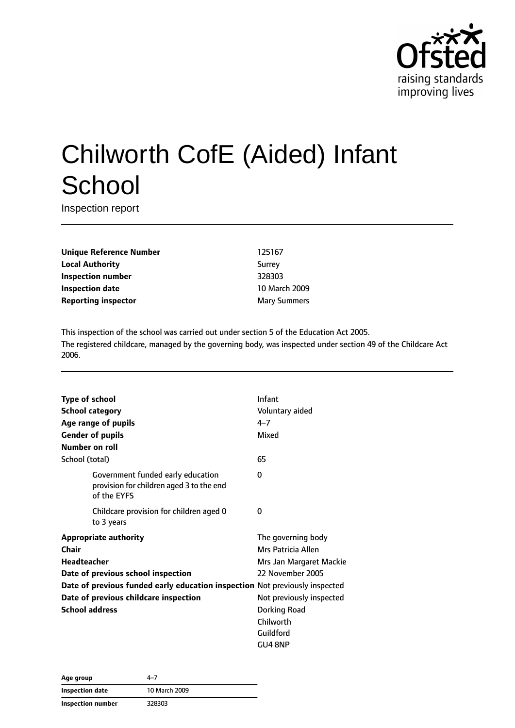# Chilworth CofE (Aided) Infant School

Inspection report

| | |
|---|---|
| **Unique Reference Number** | 125167 |
| **Local Authority** | Surrey |
| **Inspection number** | 328303 |
| **Inspection date** | 10 March 2009 |
| **Reporting inspector** | Mary Summers |

This inspection of the school was carried out under section 5 of the Education Act 2005.
The registered childcare, managed by the governing body, was inspected under section 49 of the Childcare Act 2006.

| | |
|---|---|
| **Type of school** | Infant |
| **School category** | Voluntary aided |
| **Age range of pupils** | 4–7 |
| **Gender of pupils** | Mixed |
| **Number on roll** | |
| School (total) | 65 |
| Government funded early education provision for children aged 3 to the end of the EYFS | 0 |
| Childcare provision for children aged 0 to 3 years | 0 |
| **Appropriate authority** | The governing body |
| **Chair** | Mrs Patricia Allen |
| **Headteacher** | Mrs Jan Margaret Mackie |
| **Date of previous school inspection** | 22 November 2005 |
| **Date of previous funded early education inspection** | Not previously inspected |
| **Date of previous childcare inspection** | Not previously inspected |
| **School address** | Dorking Road<br>Chilworth<br>Guildford<br>GU4 8NP |

| | |
|---|---|
| **Age group** | 4–7 |
| **Inspection date** | 10 March 2009 |
| **Inspection number** | 328303 |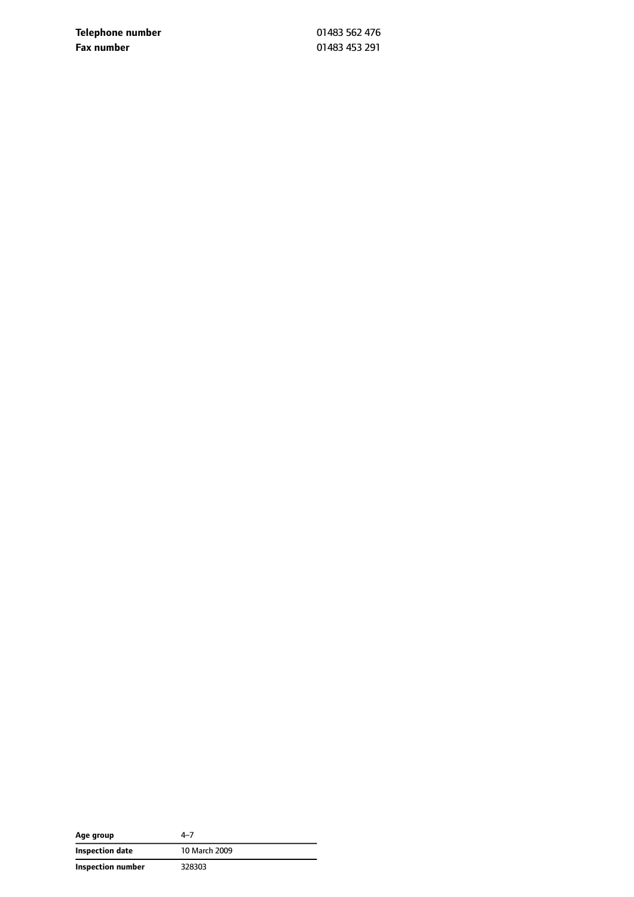| | |
|---|---|
| **Telephone number** | 01483 562 476 |
| **Fax number** | 01483 453 291 |

| | |
|---|---|
| **Age group** | 4–7 |
| **Inspection date** | 10 March 2009 |
| **Inspection number** | 328303 |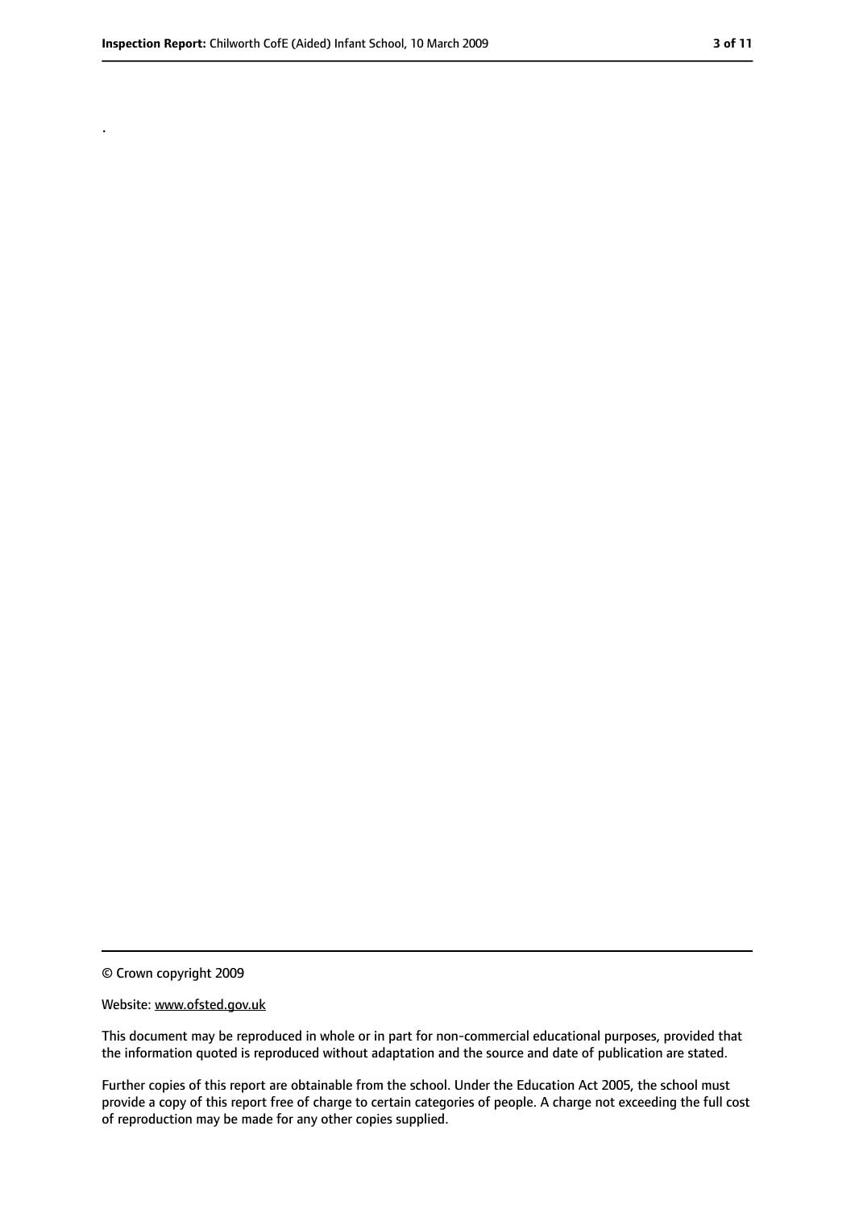.

© Crown copyright 2009

Website: www.ofsted.gov.uk

This document may be reproduced in whole or in part for non-commercial educational purposes, provided that the information quoted is reproduced without adaptation and the source and date of publication are stated.

Further copies of this report are obtainable from the school. Under the Education Act 2005, the school must provide a copy of this report free of charge to certain categories of people. A charge not exceeding the full cost of reproduction may be made for any other copies supplied.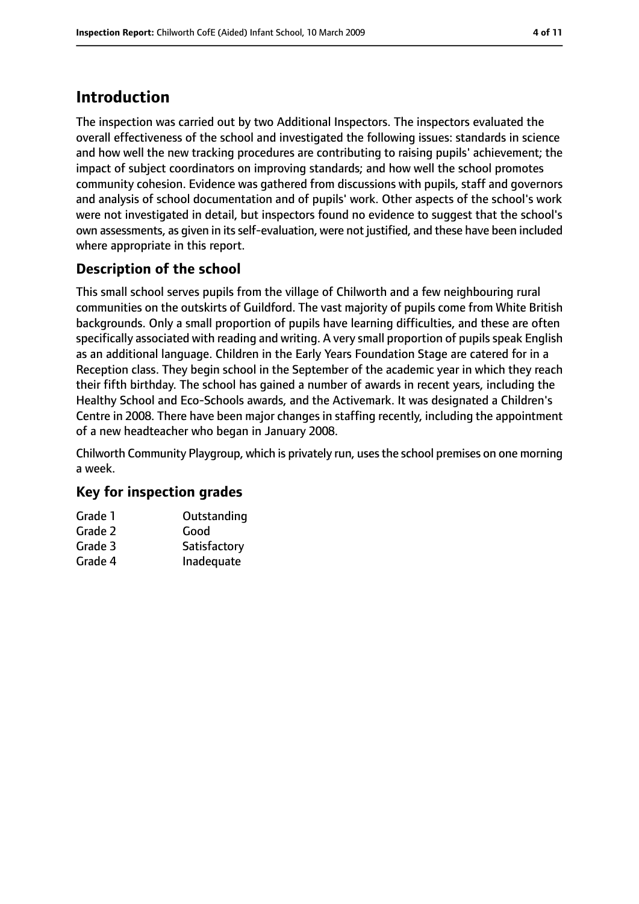# Introduction

The inspection was carried out by two Additional Inspectors. The inspectors evaluated the overall effectiveness of the school and investigated the following issues: standards in science and how well the new tracking procedures are contributing to raising pupils' achievement; the impact of subject coordinators on improving standards; and how well the school promotes community cohesion. Evidence was gathered from discussions with pupils, staff and governors and analysis of school documentation and of pupils' work. Other aspects of the school's work were not investigated in detail, but inspectors found no evidence to suggest that the school's own assessments, as given in its self-evaluation, were not justified, and these have been included where appropriate in this report.

## Description of the school

This small school serves pupils from the village of Chilworth and a few neighbouring rural communities on the outskirts of Guildford. The vast majority of pupils come from White British backgrounds. Only a small proportion of pupils have learning difficulties, and these are often specifically associated with reading and writing. A very small proportion of pupils speak English as an additional language. Children in the Early Years Foundation Stage are catered for in a Reception class. They begin school in the September of the academic year in which they reach their fifth birthday. The school has gained a number of awards in recent years, including the Healthy School and Eco-Schools awards, and the Activemark. It was designated a Children's Centre in 2008. There have been major changes in staffing recently, including the appointment of a new headteacher who began in January 2008.

Chilworth Community Playgroup, which is privately run, uses the school premises on one morning a week.

## Key for inspection grades

| | |
|---|---|
| Grade 1 | Outstanding |
| Grade 2 | Good |
| Grade 3 | Satisfactory |
| Grade 4 | Inadequate |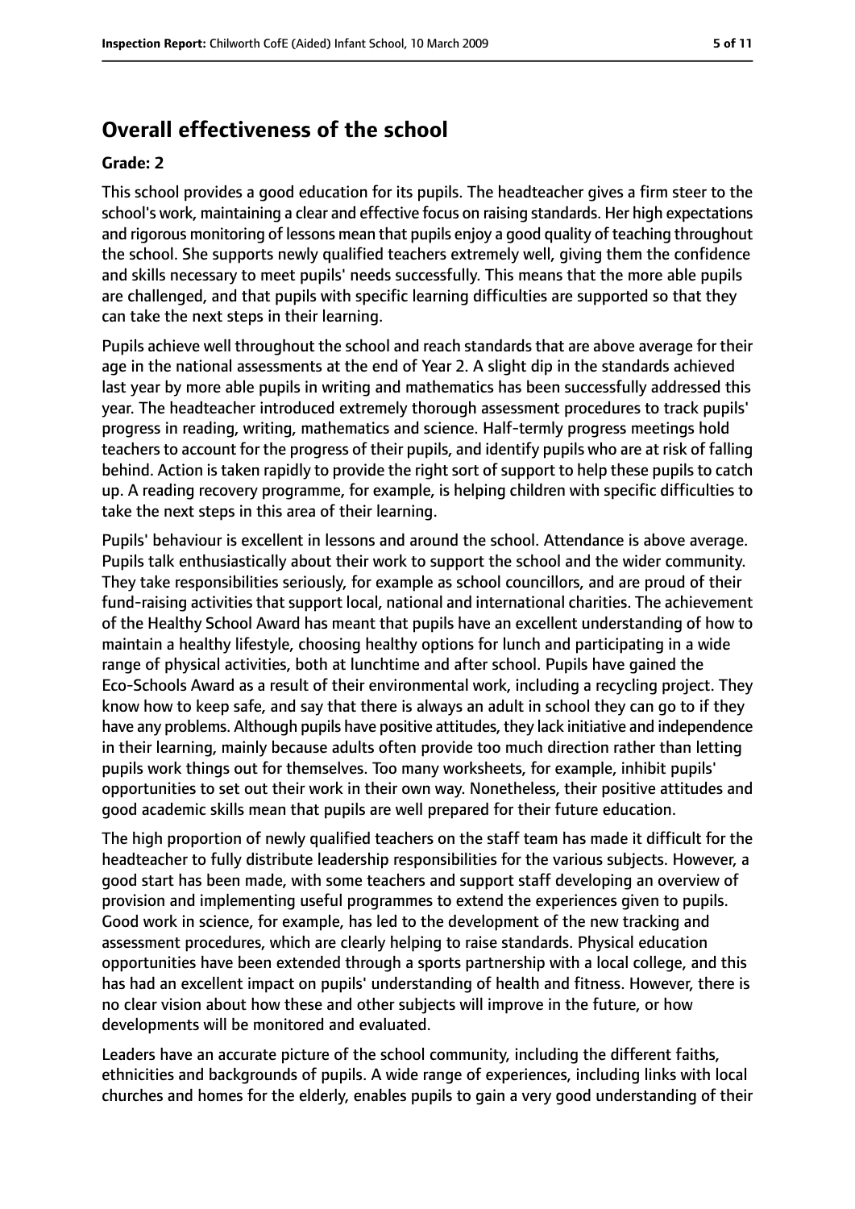## Overall effectiveness of the school

**Grade: 2**

This school provides a good education for its pupils. The headteacher gives a firm steer to the school's work, maintaining a clear and effective focus on raising standards. Her high expectations and rigorous monitoring of lessons mean that pupils enjoy a good quality of teaching throughout the school. She supports newly qualified teachers extremely well, giving them the confidence and skills necessary to meet pupils' needs successfully. This means that the more able pupils are challenged, and that pupils with specific learning difficulties are supported so that they can take the next steps in their learning.

Pupils achieve well throughout the school and reach standards that are above average for their age in the national assessments at the end of Year 2. A slight dip in the standards achieved last year by more able pupils in writing and mathematics has been successfully addressed this year. The headteacher introduced extremely thorough assessment procedures to track pupils' progress in reading, writing, mathematics and science. Half-termly progress meetings hold teachers to account for the progress of their pupils, and identify pupils who are at risk of falling behind. Action is taken rapidly to provide the right sort of support to help these pupils to catch up. A reading recovery programme, for example, is helping children with specific difficulties to take the next steps in this area of their learning.

Pupils' behaviour is excellent in lessons and around the school. Attendance is above average. Pupils talk enthusiastically about their work to support the school and the wider community. They take responsibilities seriously, for example as school councillors, and are proud of their fund-raising activities that support local, national and international charities. The achievement of the Healthy School Award has meant that pupils have an excellent understanding of how to maintain a healthy lifestyle, choosing healthy options for lunch and participating in a wide range of physical activities, both at lunchtime and after school. Pupils have gained the Eco-Schools Award as a result of their environmental work, including a recycling project. They know how to keep safe, and say that there is always an adult in school they can go to if they have any problems. Although pupils have positive attitudes, they lack initiative and independence in their learning, mainly because adults often provide too much direction rather than letting pupils work things out for themselves. Too many worksheets, for example, inhibit pupils' opportunities to set out their work in their own way. Nonetheless, their positive attitudes and good academic skills mean that pupils are well prepared for their future education.

The high proportion of newly qualified teachers on the staff team has made it difficult for the headteacher to fully distribute leadership responsibilities for the various subjects. However, a good start has been made, with some teachers and support staff developing an overview of provision and implementing useful programmes to extend the experiences given to pupils. Good work in science, for example, has led to the development of the new tracking and assessment procedures, which are clearly helping to raise standards. Physical education opportunities have been extended through a sports partnership with a local college, and this has had an excellent impact on pupils' understanding of health and fitness. However, there is no clear vision about how these and other subjects will improve in the future, or how developments will be monitored and evaluated.

Leaders have an accurate picture of the school community, including the different faiths, ethnicities and backgrounds of pupils. A wide range of experiences, including links with local churches and homes for the elderly, enables pupils to gain a very good understanding of their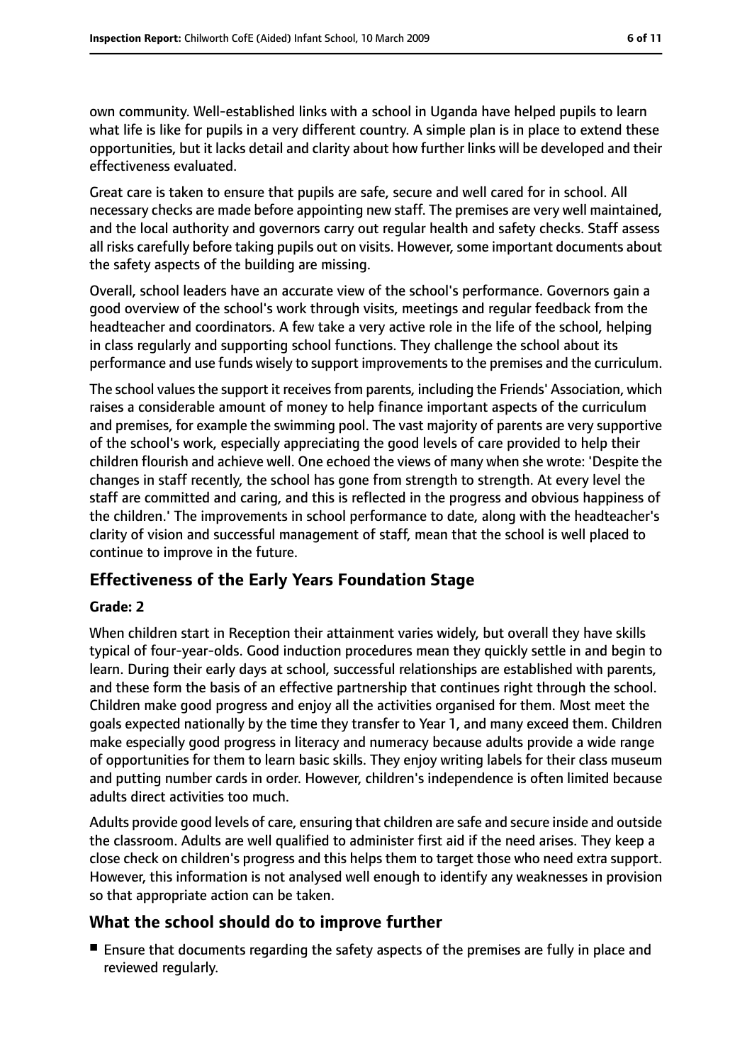own community. Well-established links with a school in Uganda have helped pupils to learn what life is like for pupils in a very different country. A simple plan is in place to extend these opportunities, but it lacks detail and clarity about how further links will be developed and their effectiveness evaluated.

Great care is taken to ensure that pupils are safe, secure and well cared for in school. All necessary checks are made before appointing new staff. The premises are very well maintained, and the local authority and governors carry out regular health and safety checks. Staff assess all risks carefully before taking pupils out on visits. However, some important documents about the safety aspects of the building are missing.

Overall, school leaders have an accurate view of the school's performance. Governors gain a good overview of the school's work through visits, meetings and regular feedback from the headteacher and coordinators. A few take a very active role in the life of the school, helping in class regularly and supporting school functions. They challenge the school about its performance and use funds wisely to support improvements to the premises and the curriculum.

The school values the support it receives from parents, including the Friends' Association, which raises a considerable amount of money to help finance important aspects of the curriculum and premises, for example the swimming pool. The vast majority of parents are very supportive of the school's work, especially appreciating the good levels of care provided to help their children flourish and achieve well. One echoed the views of many when she wrote: 'Despite the changes in staff recently, the school has gone from strength to strength. At every level the staff are committed and caring, and this is reflected in the progress and obvious happiness of the children.' The improvements in school performance to date, along with the headteacher's clarity of vision and successful management of staff, mean that the school is well placed to continue to improve in the future.

## Effectiveness of the Early Years Foundation Stage

**Grade: 2**

When children start in Reception their attainment varies widely, but overall they have skills typical of four-year-olds. Good induction procedures mean they quickly settle in and begin to learn. During their early days at school, successful relationships are established with parents, and these form the basis of an effective partnership that continues right through the school. Children make good progress and enjoy all the activities organised for them. Most meet the goals expected nationally by the time they transfer to Year 1, and many exceed them. Children make especially good progress in literacy and numeracy because adults provide a wide range of opportunities for them to learn basic skills. They enjoy writing labels for their class museum and putting number cards in order. However, children's independence is often limited because adults direct activities too much.

Adults provide good levels of care, ensuring that children are safe and secure inside and outside the classroom. Adults are well qualified to administer first aid if the need arises. They keep a close check on children's progress and this helps them to target those who need extra support. However, this information is not analysed well enough to identify any weaknesses in provision so that appropriate action can be taken.

## What the school should do to improve further

- Ensure that documents regarding the safety aspects of the premises are fully in place and reviewed regularly.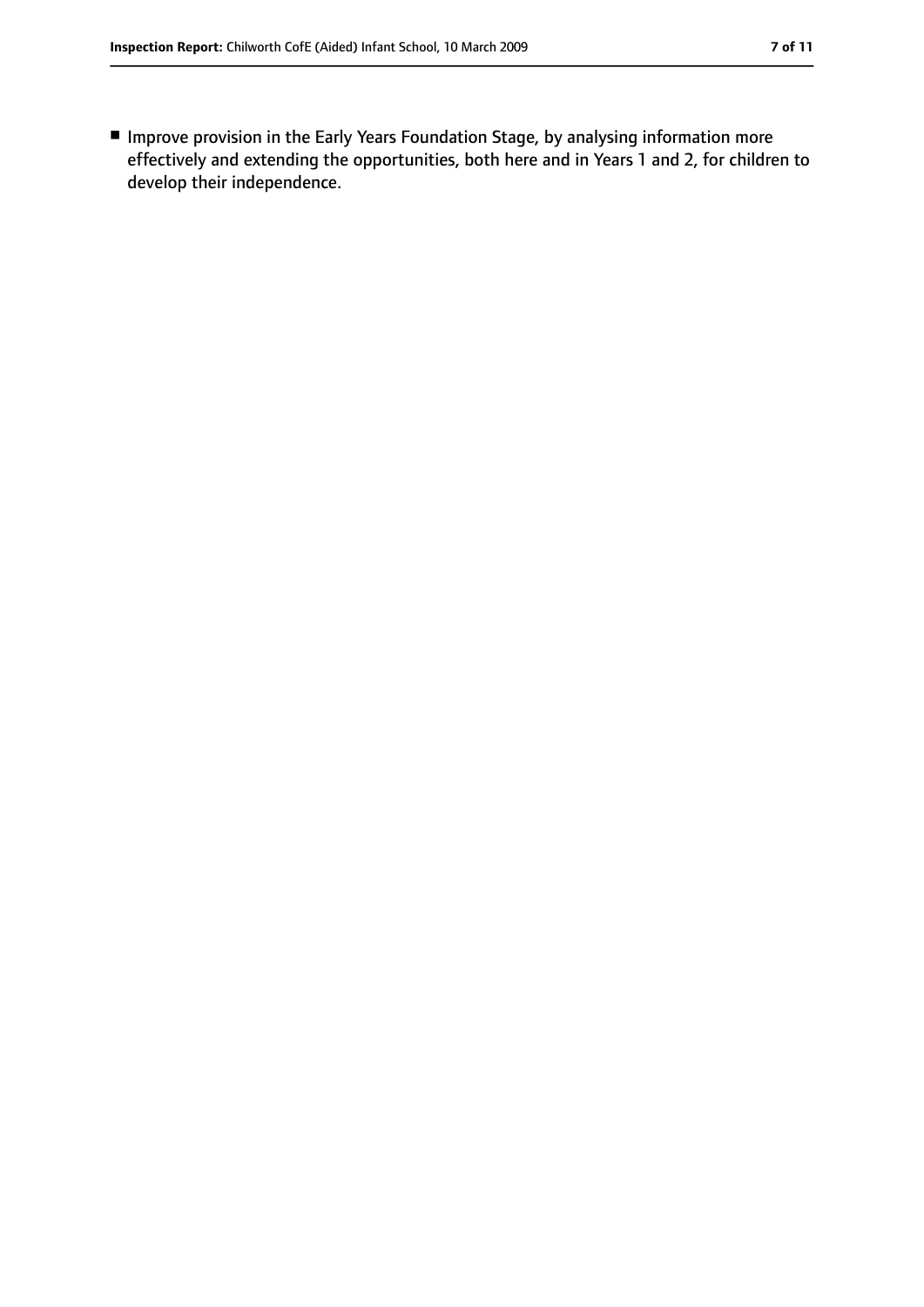- Improve provision in the Early Years Foundation Stage, by analysing information more effectively and extending the opportunities, both here and in Years 1 and 2, for children to develop their independence.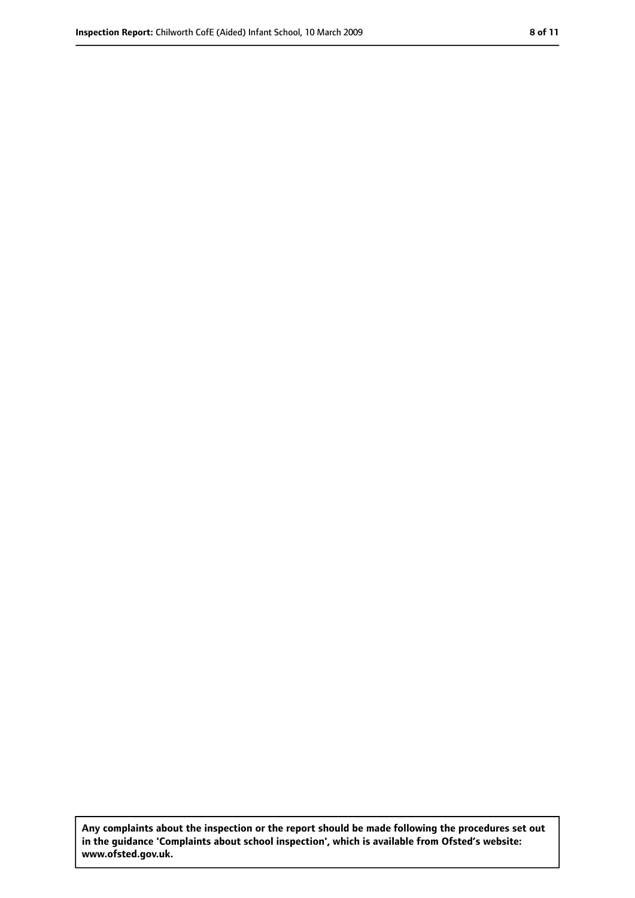**Any complaints about the inspection or the report should be made following the procedures set out in the guidance 'Complaints about school inspection', which is available from Ofsted's website: www.ofsted.gov.uk.**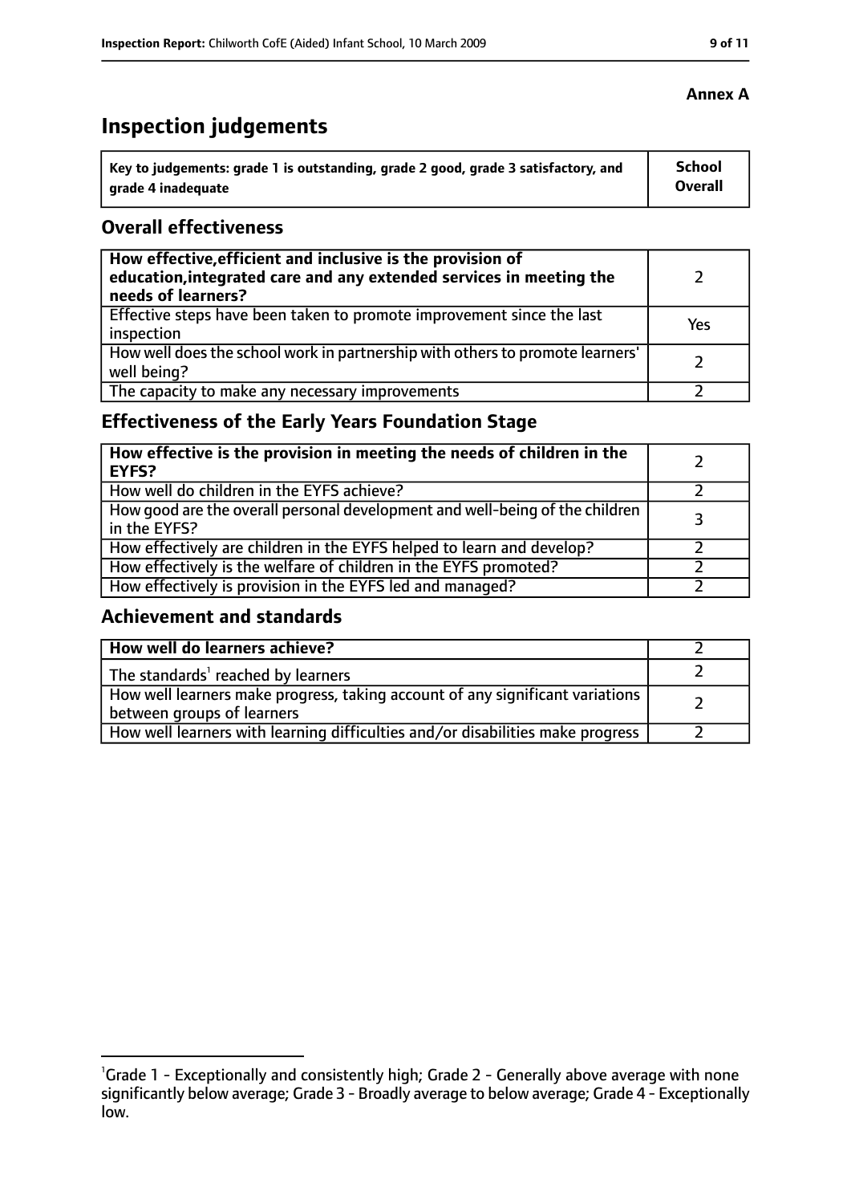**Annex A**

# Inspection judgements

| Key to judgements: grade 1 is outstanding, grade 2 good, grade 3 satisfactory, and grade 4 inadequate | School Overall |
|---|---|

## Overall effectiveness

| | |
|---|---|
| **How effective, efficient and inclusive is the provision of education, integrated care and any extended services in meeting the needs of learners?** | 2 |
| Effective steps have been taken to promote improvement since the last inspection | Yes |
| How well does the school work in partnership with others to promote learners' well being? | 2 |
| The capacity to make any necessary improvements | 2 |

## Effectiveness of the Early Years Foundation Stage

| | |
|---|---|
| **How effective is the provision in meeting the needs of children in the EYFS?** | 2 |
| How well do children in the EYFS achieve? | 2 |
| How good are the overall personal development and well-being of the children in the EYFS? | 3 |
| How effectively are children in the EYFS helped to learn and develop? | 2 |
| How effectively is the welfare of children in the EYFS promoted? | 2 |
| How effectively is provision in the EYFS led and managed? | 2 |

## Achievement and standards

| | |
|---|---|
| **How well do learners achieve?** | 2 |
| The standards[1] reached by learners | 2 |
| How well learners make progress, taking account of any significant variations between groups of learners | 2 |
| How well learners with learning difficulties and/or disabilities make progress | 2 |

[1] Grade 1 - Exceptionally and consistently high; Grade 2 - Generally above average with none significantly below average; Grade 3 - Broadly average to below average; Grade 4 - Exceptionally low.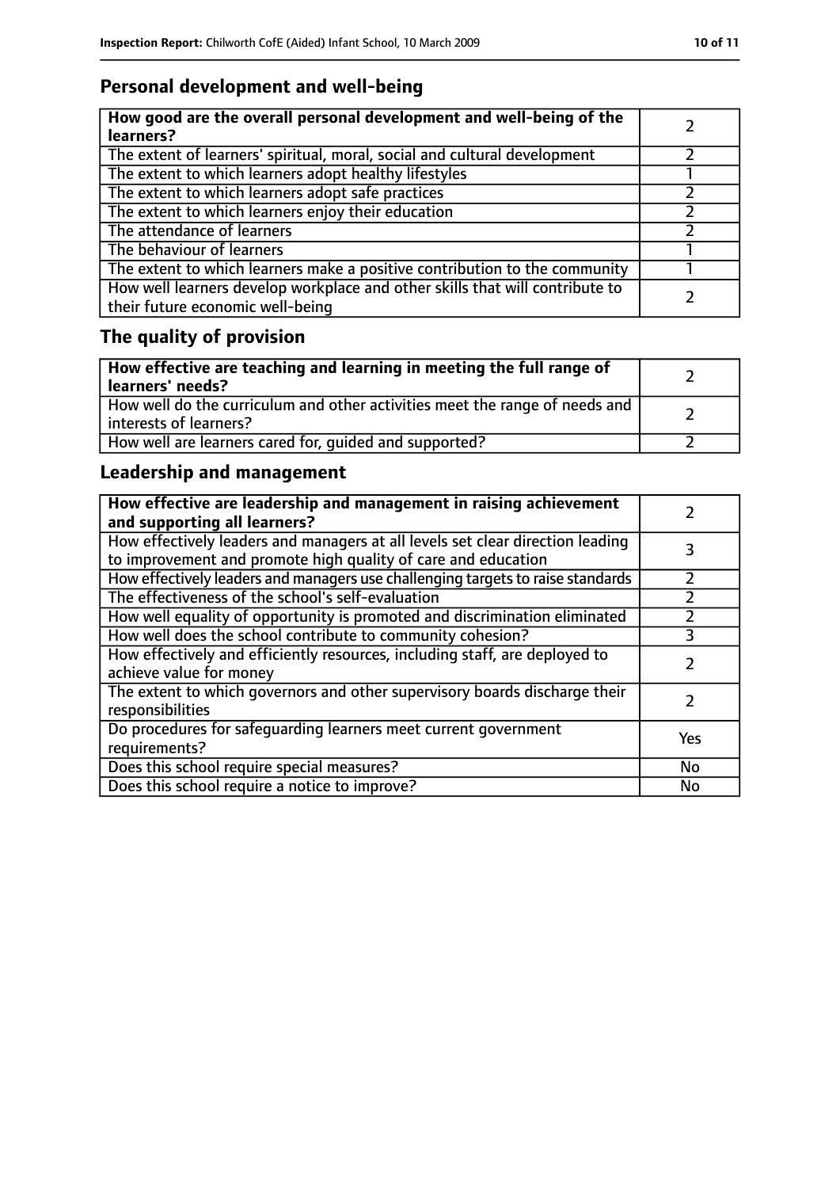## Personal development and well-being

| How good are the overall personal development and well-being of the learners? | 2 |
|---|---|
| The extent of learners' spiritual, moral, social and cultural development | 2 |
| The extent to which learners adopt healthy lifestyles | 1 |
| The extent to which learners adopt safe practices | 2 |
| The extent to which learners enjoy their education | 2 |
| The attendance of learners | 2 |
| The behaviour of learners | 1 |
| The extent to which learners make a positive contribution to the community | 1 |
| How well learners develop workplace and other skills that will contribute to their future economic well-being | 2 |

## The quality of provision

| How effective are teaching and learning in meeting the full range of learners' needs? | 2 |
|---|---|
| How well do the curriculum and other activities meet the range of needs and interests of learners? | 2 |
| How well are learners cared for, guided and supported? | 2 |

## Leadership and management

| How effective are leadership and management in raising achievement and supporting all learners? | 2 |
|---|---|
| How effectively leaders and managers at all levels set clear direction leading to improvement and promote high quality of care and education | 3 |
| How effectively leaders and managers use challenging targets to raise standards | 2 |
| The effectiveness of the school's self-evaluation | 2 |
| How well equality of opportunity is promoted and discrimination eliminated | 2 |
| How well does the school contribute to community cohesion? | 3 |
| How effectively and efficiently resources, including staff, are deployed to achieve value for money | 2 |
| The extent to which governors and other supervisory boards discharge their responsibilities | 2 |
| Do procedures for safeguarding learners meet current government requirements? | Yes |
| Does this school require special measures? | No |
| Does this school require a notice to improve? | No |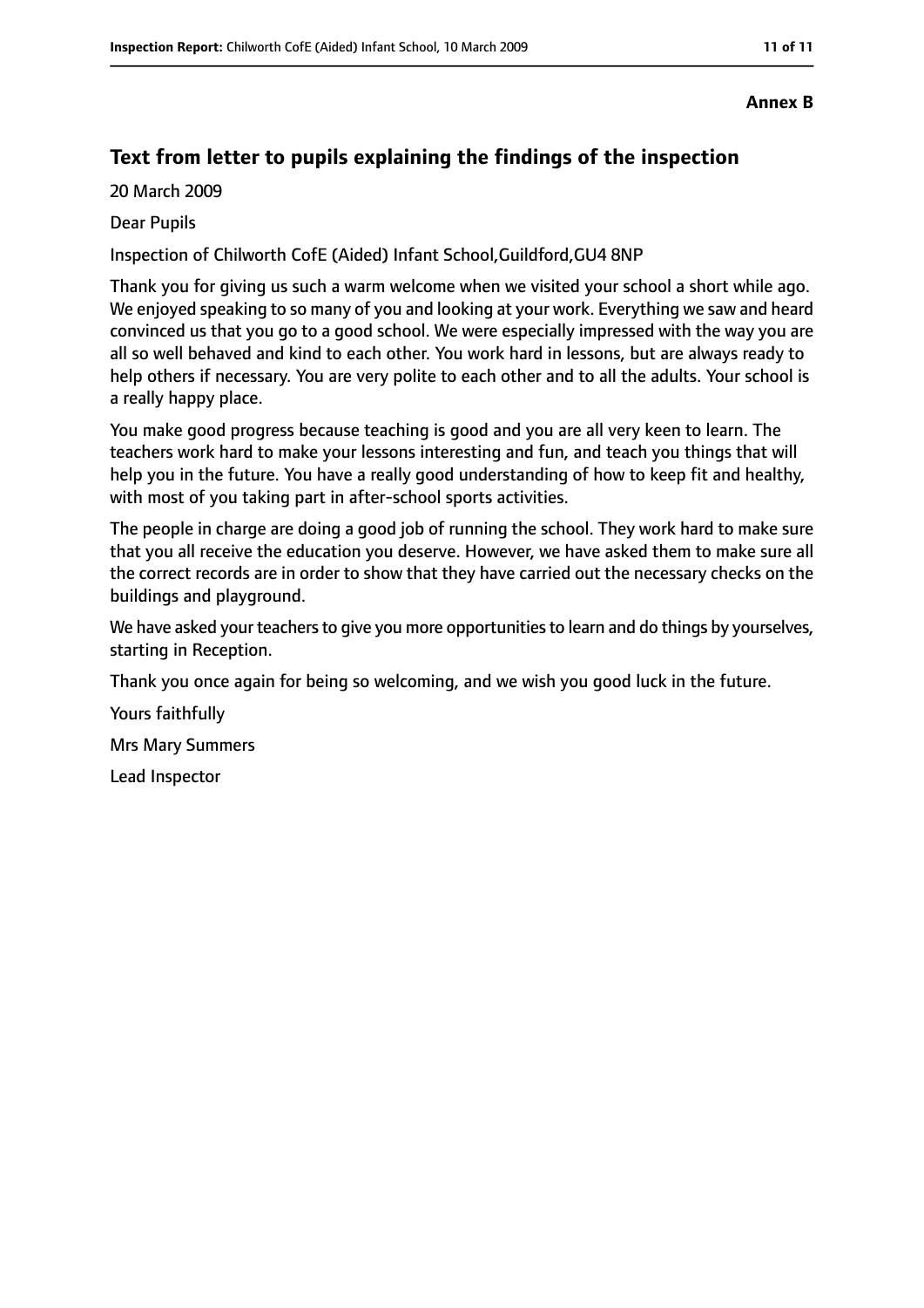**Annex B**

## Text from letter to pupils explaining the findings of the inspection

20 March 2009

Dear Pupils

Inspection of Chilworth CofE (Aided) Infant School,Guildford,GU4 8NP

Thank you for giving us such a warm welcome when we visited your school a short while ago. We enjoyed speaking to so many of you and looking at your work. Everything we saw and heard convinced us that you go to a good school. We were especially impressed with the way you are all so well behaved and kind to each other. You work hard in lessons, but are always ready to help others if necessary. You are very polite to each other and to all the adults. Your school is a really happy place.

You make good progress because teaching is good and you are all very keen to learn. The teachers work hard to make your lessons interesting and fun, and teach you things that will help you in the future. You have a really good understanding of how to keep fit and healthy, with most of you taking part in after-school sports activities.

The people in charge are doing a good job of running the school. They work hard to make sure that you all receive the education you deserve. However, we have asked them to make sure all the correct records are in order to show that they have carried out the necessary checks on the buildings and playground.

We have asked your teachers to give you more opportunities to learn and do things by yourselves, starting in Reception.

Thank you once again for being so welcoming, and we wish you good luck in the future.

Yours faithfully

Mrs Mary Summers

Lead Inspector